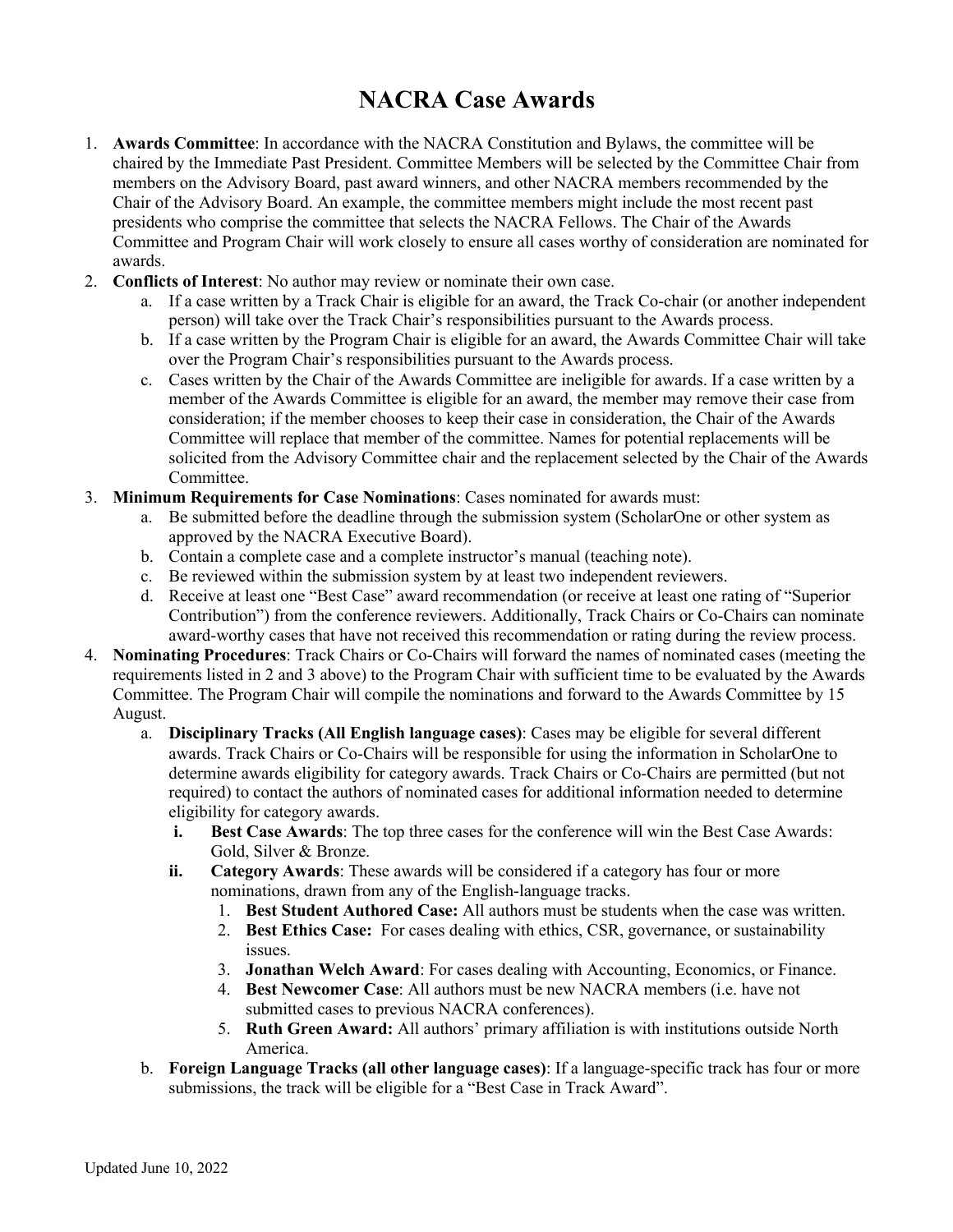# NACRA Case Awards

1. **Awards Committee**: In accordance with the NACRA Constitution and Bylaws, the committee will be chaired by the Immediate Past President. Committee Members will be selected by the Committee Chair from members on the Advisory Board, past award winners, and other NACRA members recommended by the Chair of the Advisory Board. An example, the committee members might include the most recent past presidents who comprise the committee that selects the NACRA Fellows. The Chair of the Awards Committee and Program Chair will work closely to ensure all cases worthy of consideration are nominated for awards.
2. **Conflicts of Interest**: No author may review or nominate their own case.
   a. If a case written by a Track Chair is eligible for an award, the Track Co-chair (or another independent person) will take over the Track Chair's responsibilities pursuant to the Awards process.
   b. If a case written by the Program Chair is eligible for an award, the Awards Committee Chair will take over the Program Chair's responsibilities pursuant to the Awards process.
   c. Cases written by the Chair of the Awards Committee are ineligible for awards. If a case written by a member of the Awards Committee is eligible for an award, the member may remove their case from consideration; if the member chooses to keep their case in consideration, the Chair of the Awards Committee will replace that member of the committee. Names for potential replacements will be solicited from the Advisory Committee chair and the replacement selected by the Chair of the Awards Committee.
3. **Minimum Requirements for Case Nominations**: Cases nominated for awards must:
   a. Be submitted before the deadline through the submission system (ScholarOne or other system as approved by the NACRA Executive Board).
   b. Contain a complete case and a complete instructor's manual (teaching note).
   c. Be reviewed within the submission system by at least two independent reviewers.
   d. Receive at least one "Best Case" award recommendation (or receive at least one rating of "Superior Contribution") from the conference reviewers. Additionally, Track Chairs or Co-Chairs can nominate award-worthy cases that have not received this recommendation or rating during the review process.
4. **Nominating Procedures**: Track Chairs or Co-Chairs will forward the names of nominated cases (meeting the requirements listed in 2 and 3 above) to the Program Chair with sufficient time to be evaluated by the Awards Committee. The Program Chair will compile the nominations and forward to the Awards Committee by 15 August.
   a. **Disciplinary Tracks (All English language cases)**: Cases may be eligible for several different awards. Track Chairs or Co-Chairs will be responsible for using the information in ScholarOne to determine awards eligibility for category awards. Track Chairs or Co-Chairs are permitted (but not required) to contact the authors of nominated cases for additional information needed to determine eligibility for category awards.
      i. **Best Case Awards**: The top three cases for the conference will win the Best Case Awards: Gold, Silver & Bronze.
      ii. **Category Awards**: These awards will be considered if a category has four or more nominations, drawn from any of the English-language tracks.
         1. **Best Student Authored Case:** All authors must be students when the case was written.
         2. **Best Ethics Case:** For cases dealing with ethics, CSR, governance, or sustainability issues.
         3. **Jonathan Welch Award**: For cases dealing with Accounting, Economics, or Finance.
         4. **Best Newcomer Case**: All authors must be new NACRA members (i.e. have not submitted cases to previous NACRA conferences).
         5. **Ruth Green Award:** All authors' primary affiliation is with institutions outside North America.
   b. **Foreign Language Tracks (all other language cases)**: If a language-specific track has four or more submissions, the track will be eligible for a "Best Case in Track Award".

Updated June 10, 2022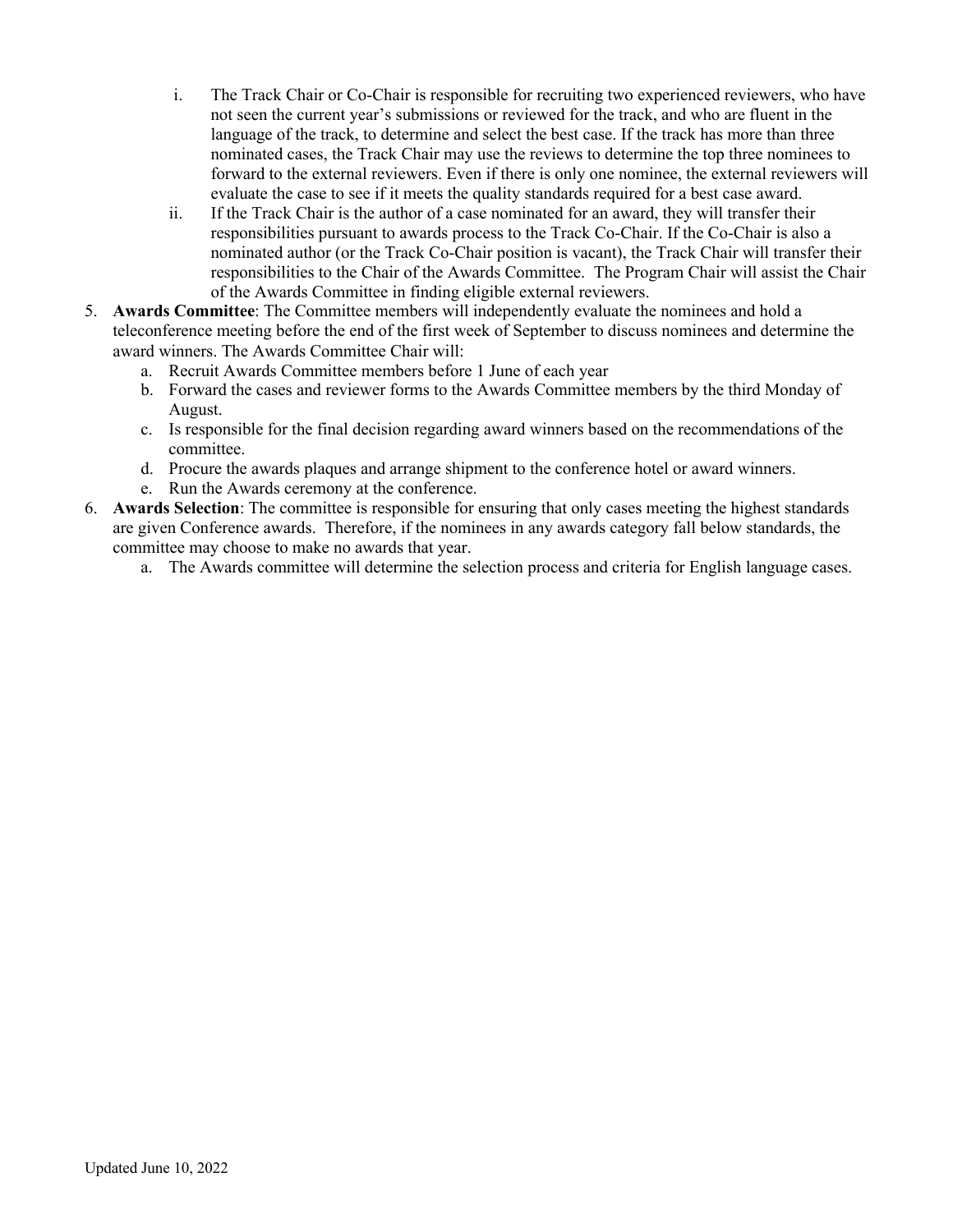i. The Track Chair or Co-Chair is responsible for recruiting two experienced reviewers, who have not seen the current year's submissions or reviewed for the track, and who are fluent in the language of the track, to determine and select the best case. If the track has more than three nominated cases, the Track Chair may use the reviews to determine the top three nominees to forward to the external reviewers. Even if there is only one nominee, the external reviewers will evaluate the case to see if it meets the quality standards required for a best case award.
   ii. If the Track Chair is the author of a case nominated for an award, they will transfer their responsibilities pursuant to awards process to the Track Co-Chair. If the Co-Chair is also a nominated author (or the Track Co-Chair position is vacant), the Track Chair will transfer their responsibilities to the Chair of the Awards Committee. The Program Chair will assist the Chair of the Awards Committee in finding eligible external reviewers.

5. **Awards Committee**: The Committee members will independently evaluate the nominees and hold a teleconference meeting before the end of the first week of September to discuss nominees and determine the award winners. The Awards Committee Chair will:
   a. Recruit Awards Committee members before 1 June of each year
   b. Forward the cases and reviewer forms to the Awards Committee members by the third Monday of August.
   c. Is responsible for the final decision regarding award winners based on the recommendations of the committee.
   d. Procure the awards plaques and arrange shipment to the conference hotel or award winners.
   e. Run the Awards ceremony at the conference.
6. **Awards Selection**: The committee is responsible for ensuring that only cases meeting the highest standards are given Conference awards. Therefore, if the nominees in any awards category fall below standards, the committee may choose to make no awards that year.
   a. The Awards committee will determine the selection process and criteria for English language cases.

Updated June 10, 2022